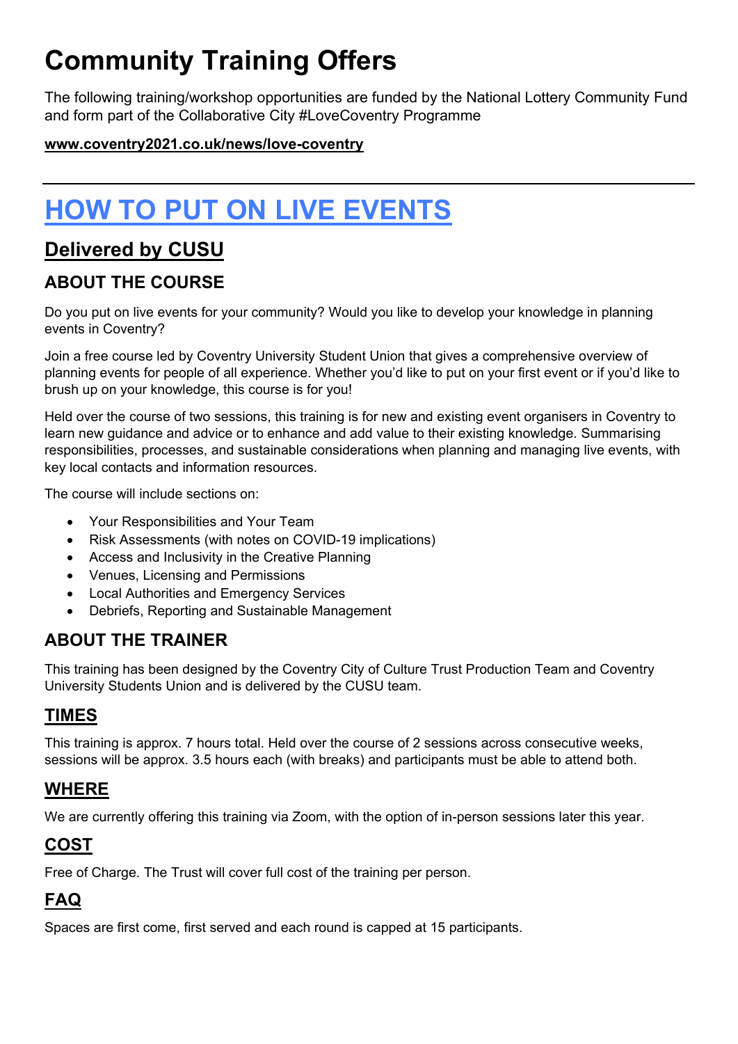# Community Training Offers

The following training/workshop opportunities are funded by the National Lottery Community Fund and form part of the Collaborative City #LoveCoventry Programme

**www.coventry2021.co.uk/news/love-coventry**

---

# HOW TO PUT ON LIVE EVENTS

## Delivered by CUSU

### ABOUT THE COURSE

Do you put on live events for your community? Would you like to develop your knowledge in planning events in Coventry?

Join a free course led by Coventry University Student Union that gives a comprehensive overview of planning events for people of all experience. Whether you'd like to put on your first event or if you'd like to brush up on your knowledge, this course is for you!

Held over the course of two sessions, this training is for new and existing event organisers in Coventry to learn new guidance and advice or to enhance and add value to their existing knowledge. Summarising responsibilities, processes, and sustainable considerations when planning and managing live events, with key local contacts and information resources.

The course will include sections on:

- Your Responsibilities and Your Team
- Risk Assessments (with notes on COVID-19 implications)
- Access and Inclusivity in the Creative Planning
- Venues, Licensing and Permissions
- Local Authorities and Emergency Services
- Debriefs, Reporting and Sustainable Management

### ABOUT THE TRAINER

This training has been designed by the Coventry City of Culture Trust Production Team and Coventry University Students Union and is delivered by the CUSU team.

### TIMES

This training is approx. 7 hours total. Held over the course of 2 sessions across consecutive weeks, sessions will be approx. 3.5 hours each (with breaks) and participants must be able to attend both.

### WHERE

We are currently offering this training via Zoom, with the option of in-person sessions later this year.

### COST

Free of Charge. The Trust will cover full cost of the training per person.

### FAQ

Spaces are first come, first served and each round is capped at 15 participants.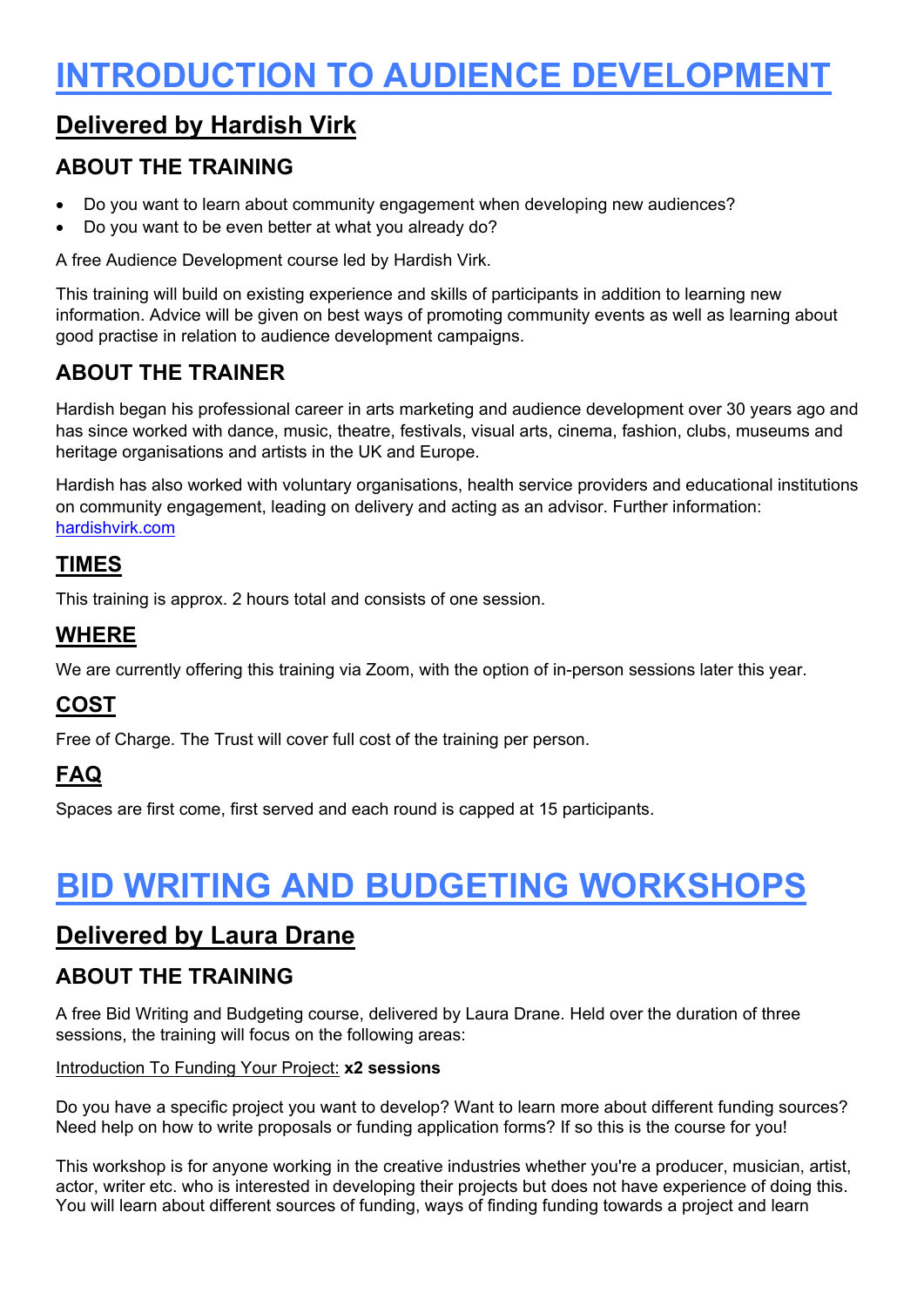# INTRODUCTION TO AUDIENCE DEVELOPMENT

## Delivered by Hardish Virk

### ABOUT THE TRAINING

- Do you want to learn about community engagement when developing new audiences?
- Do you want to be even better at what you already do?

A free Audience Development course led by Hardish Virk.

This training will build on existing experience and skills of participants in addition to learning new information. Advice will be given on best ways of promoting community events as well as learning about good practise in relation to audience development campaigns.

### ABOUT THE TRAINER

Hardish began his professional career in arts marketing and audience development over 30 years ago and has since worked with dance, music, theatre, festivals, visual arts, cinema, fashion, clubs, museums and heritage organisations and artists in the UK and Europe.

Hardish has also worked with voluntary organisations, health service providers and educational institutions on community engagement, leading on delivery and acting as an advisor. Further information: hardishvirk.com

### TIMES

This training is approx. 2 hours total and consists of one session.

### WHERE

We are currently offering this training via Zoom, with the option of in-person sessions later this year.

### COST

Free of Charge. The Trust will cover full cost of the training per person.

### FAQ

Spaces are first come, first served and each round is capped at 15 participants.

# BID WRITING AND BUDGETING WORKSHOPS

## Delivered by Laura Drane

### ABOUT THE TRAINING

A free Bid Writing and Budgeting course, delivered by Laura Drane. Held over the duration of three sessions, the training will focus on the following areas:

Introduction To Funding Your Project: **x2 sessions**

Do you have a specific project you want to develop? Want to learn more about different funding sources? Need help on how to write proposals or funding application forms? If so this is the course for you!

This workshop is for anyone working in the creative industries whether you're a producer, musician, artist, actor, writer etc. who is interested in developing their projects but does not have experience of doing this. You will learn about different sources of funding, ways of finding funding towards a project and learn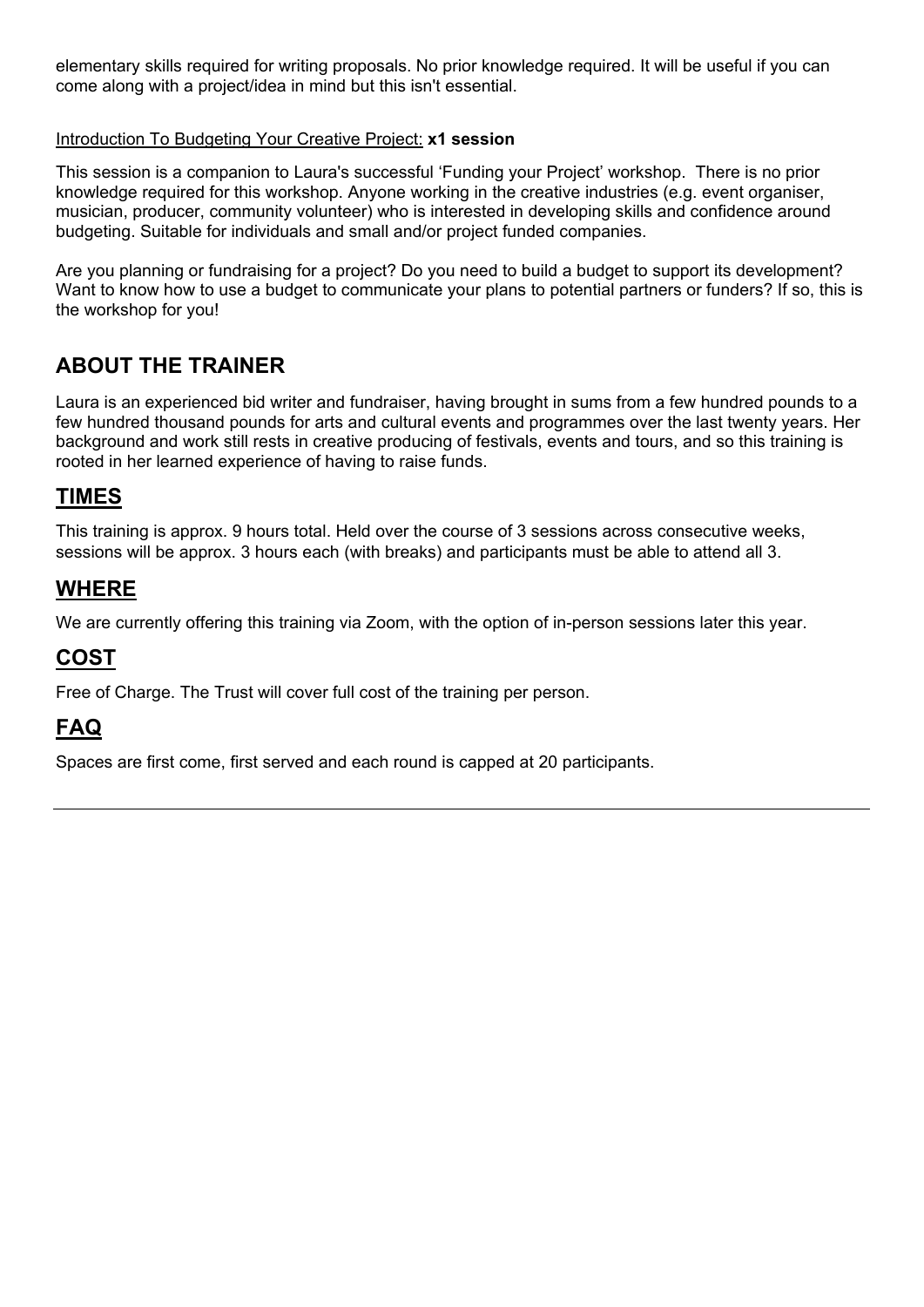elementary skills required for writing proposals. No prior knowledge required. It will be useful if you can come along with a project/idea in mind but this isn't essential.

Introduction To Budgeting Your Creative Project: **x1 session**

This session is a companion to Laura's successful 'Funding your Project' workshop. There is no prior knowledge required for this workshop. Anyone working in the creative industries (e.g. event organiser, musician, producer, community volunteer) who is interested in developing skills and confidence around budgeting. Suitable for individuals and small and/or project funded companies.

Are you planning or fundraising for a project? Do you need to build a budget to support its development? Want to know how to use a budget to communicate your plans to potential partners or funders? If so, this is the workshop for you!

## ABOUT THE TRAINER

Laura is an experienced bid writer and fundraiser, having brought in sums from a few hundred pounds to a few hundred thousand pounds for arts and cultural events and programmes over the last twenty years. Her background and work still rests in creative producing of festivals, events and tours, and so this training is rooted in her learned experience of having to raise funds.

## TIMES

This training is approx. 9 hours total. Held over the course of 3 sessions across consecutive weeks, sessions will be approx. 3 hours each (with breaks) and participants must be able to attend all 3.

## WHERE

We are currently offering this training via Zoom, with the option of in-person sessions later this year.

## COST

Free of Charge. The Trust will cover full cost of the training per person.

## FAQ

Spaces are first come, first served and each round is capped at 20 participants.

---